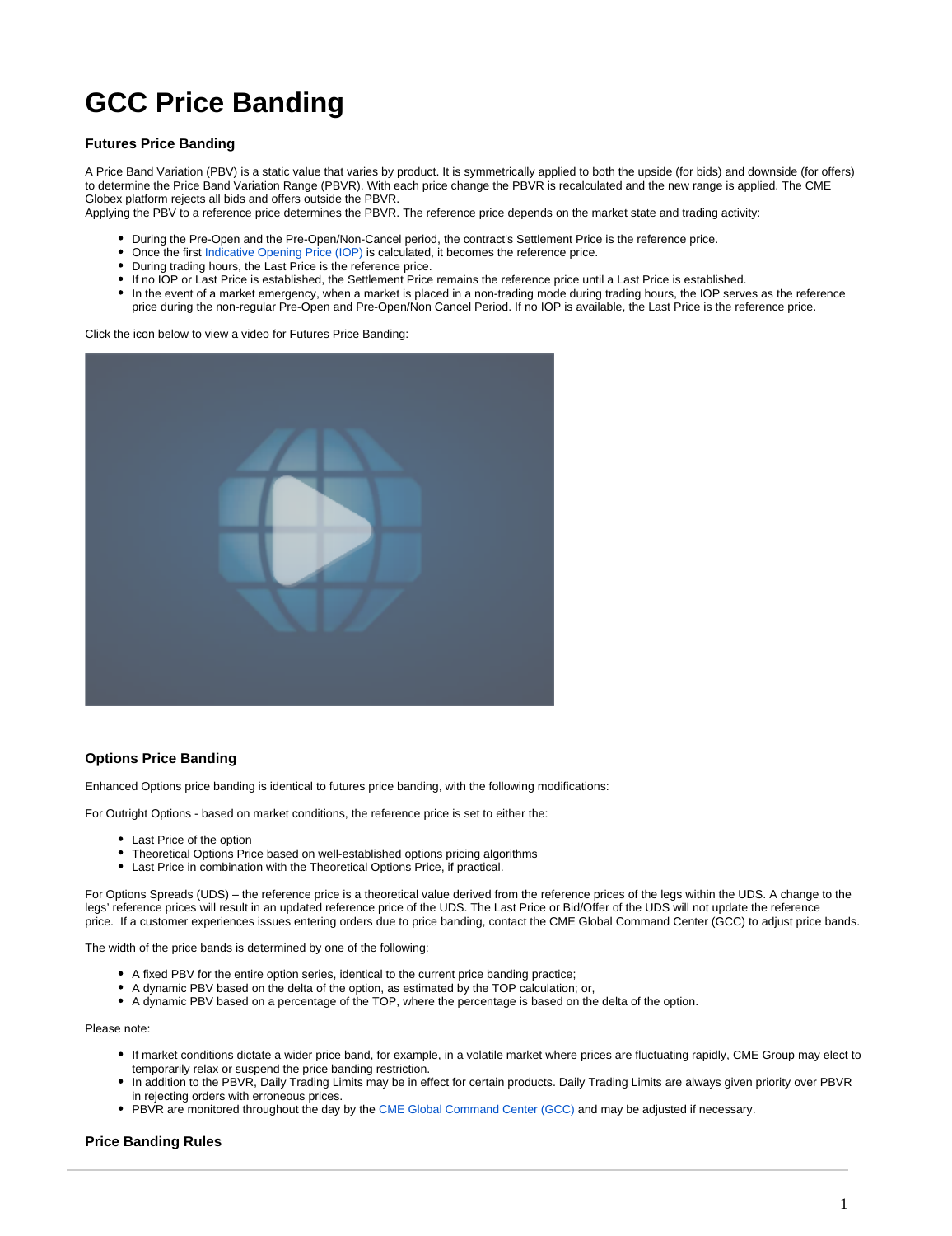# GCC Price Banding

### Futures Price Banding

A Price Band Variation (PBV) is a static value that varies by product. It is symmetrically applied to both the upside (for bids) and downside (for offers) to determine the Price Band Variation Range (PBVR). With each price change the PBVR is recalculated and the new range is applied. The CME Globex platform rejects all bids and offers outside the PBVR.
Applying the PBV to a reference price determines the PBVR. The reference price depends on the market state and trading activity:

- During the Pre-Open and the Pre-Open/Non-Cancel period, the contract's Settlement Price is the reference price.
- Once the first Indicative Opening Price (IOP) is calculated, it becomes the reference price.
- During trading hours, the Last Price is the reference price.
- If no IOP or Last Price is established, the Settlement Price remains the reference price until a Last Price is established.
- In the event of a market emergency, when a market is placed in a non-trading mode during trading hours, the IOP serves as the reference price during the non-regular Pre-Open and Pre-Open/Non Cancel Period. If no IOP is available, the Last Price is the reference price.

Click the icon below to view a video for Futures Price Banding:

### Options Price Banding

Enhanced Options price banding is identical to futures price banding, with the following modifications:

For Outright Options - based on market conditions, the reference price is set to either the:

- Last Price of the option
- Theoretical Options Price based on well-established options pricing algorithms
- Last Price in combination with the Theoretical Options Price, if practical.

For Options Spreads (UDS) – the reference price is a theoretical value derived from the reference prices of the legs within the UDS. A change to the legs' reference prices will result in an updated reference price of the UDS. The Last Price or Bid/Offer of the UDS will not update the reference price. If a customer experiences issues entering orders due to price banding, contact the CME Global Command Center (GCC) to adjust price bands.

The width of the price bands is determined by one of the following:

- A fixed PBV for the entire option series, identical to the current price banding practice;
- A dynamic PBV based on the delta of the option, as estimated by the TOP calculation; or,
- A dynamic PBV based on a percentage of the TOP, where the percentage is based on the delta of the option.

Please note:

- If market conditions dictate a wider price band, for example, in a volatile market where prices are fluctuating rapidly, CME Group may elect to temporarily relax or suspend the price banding restriction.
- In addition to the PBVR, Daily Trading Limits may be in effect for certain products. Daily Trading Limits are always given priority over PBVR in rejecting orders with erroneous prices.
- PBVR are monitored throughout the day by the CME Global Command Center (GCC) and may be adjusted if necessary.

### Price Banding Rules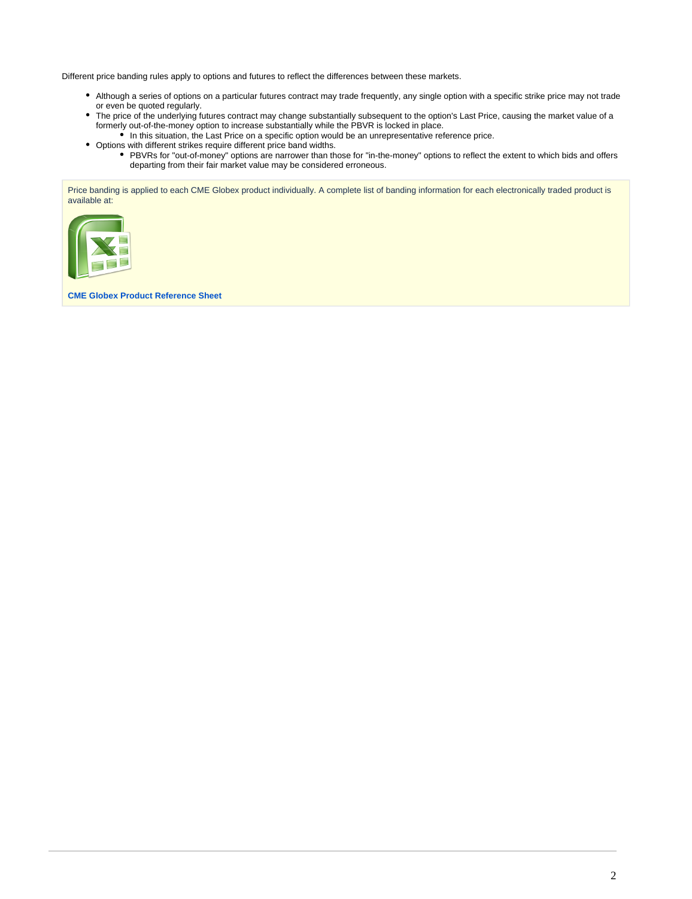Different price banding rules apply to options and futures to reflect the differences between these markets.

- Although a series of options on a particular futures contract may trade frequently, any single option with a specific strike price may not trade or even be quoted regularly.
- The price of the underlying futures contract may change substantially subsequent to the option's Last Price, causing the market value of a formerly out-of-the-money option to increase substantially while the PBVR is locked in place.
    - In this situation, the Last Price on a specific option would be an unrepresentative reference price.
- Options with different strikes require different price band widths.
    - PBVRs for "out-of-money" options are narrower than those for "in-the-money" options to reflect the extent to which bids and offers departing from their fair market value may be considered erroneous.

Price banding is applied to each CME Globex product individually. A complete list of banding information for each electronically traded product is available at:

**CME Globex Product Reference Sheet**